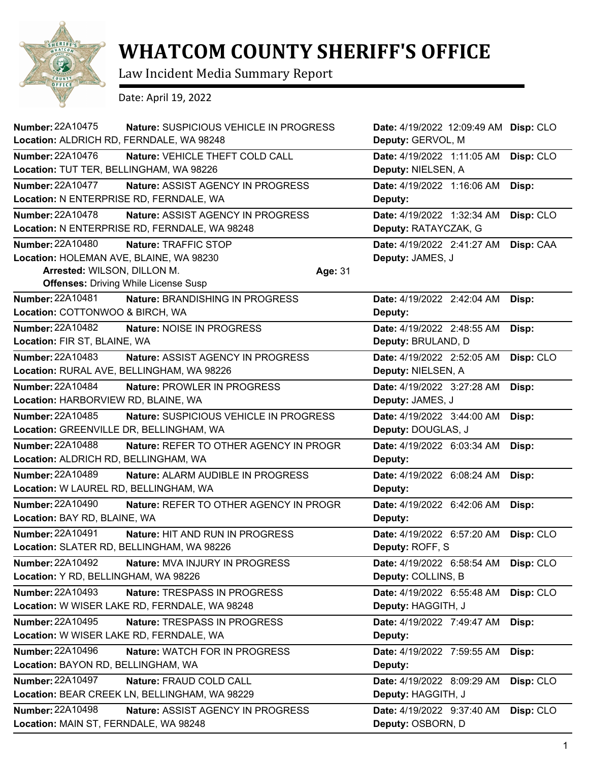# WHATCOM COUNTY SHERIFF'S OFFICE

Law Incident Media Summary Report

Date: April 19, 2022

| Number | Nature | Location | Date | Disp | Deputy |
|---|---|---|---|---|---|
| 22A10475 | SUSPICIOUS VEHICLE IN PROGRESS | ALDRICH RD, FERNDALE, WA 98248 | 4/19/2022 12:09:49 AM | CLO | GERVOL, M |
| 22A10476 | VEHICLE THEFT COLD CALL | TUT TER, BELLINGHAM, WA 98226 | 4/19/2022 1:11:05 AM | CLO | NIELSEN, A |
| 22A10477 | ASSIST AGENCY IN PROGRESS | N ENTERPRISE RD, FERNDALE, WA | 4/19/2022 1:16:06 AM | | |
| 22A10478 | ASSIST AGENCY IN PROGRESS | N ENTERPRISE RD, FERNDALE, WA 98248 | 4/19/2022 1:32:34 AM | CLO | RATAYCZAK, G |
| 22A10480 | TRAFFIC STOP | HOLEMAN AVE, BLAINE, WA 98230 | 4/19/2022 2:41:27 AM | CAA | JAMES, J |

Arrested: WILSON, DILLON M. Age: 31
Offenses: Driving While License Susp

| Number | Nature | Location | Date | Disp | Deputy |
|---|---|---|---|---|---|
| 22A10481 | BRANDISHING IN PROGRESS | COTTONWOO & BIRCH, WA | 4/19/2022 2:42:04 AM | | |
| 22A10482 | NOISE IN PROGRESS | FIR ST, BLAINE, WA | 4/19/2022 2:48:55 AM | | BRULAND, D |
| 22A10483 | ASSIST AGENCY IN PROGRESS | RURAL AVE, BELLINGHAM, WA 98226 | 4/19/2022 2:52:05 AM | CLO | NIELSEN, A |
| 22A10484 | PROWLER IN PROGRESS | HARBORVIEW RD, BLAINE, WA | 4/19/2022 3:27:28 AM | | JAMES, J |
| 22A10485 | SUSPICIOUS VEHICLE IN PROGRESS | GREENVILLE DR, BELLINGHAM, WA | 4/19/2022 3:44:00 AM | | DOUGLAS, J |
| 22A10488 | REFER TO OTHER AGENCY IN PROGR | ALDRICH RD, BELLINGHAM, WA | 4/19/2022 6:03:34 AM | | |
| 22A10489 | ALARM AUDIBLE IN PROGRESS | W LAUREL RD, BELLINGHAM, WA | 4/19/2022 6:08:24 AM | | |
| 22A10490 | REFER TO OTHER AGENCY IN PROGR | BAY RD, BLAINE, WA | 4/19/2022 6:42:06 AM | | |
| 22A10491 | HIT AND RUN IN PROGRESS | SLATER RD, BELLINGHAM, WA 98226 | 4/19/2022 6:57:20 AM | CLO | ROFF, S |
| 22A10492 | MVA INJURY IN PROGRESS | Y RD, BELLINGHAM, WA 98226 | 4/19/2022 6:58:54 AM | CLO | COLLINS, B |
| 22A10493 | TRESPASS IN PROGRESS | W WISER LAKE RD, FERNDALE, WA 98248 | 4/19/2022 6:55:48 AM | CLO | HAGGITH, J |
| 22A10495 | TRESPASS IN PROGRESS | W WISER LAKE RD, FERNDALE, WA | 4/19/2022 7:49:47 AM | | |
| 22A10496 | WATCH FOR IN PROGRESS | BAYON RD, BELLINGHAM, WA | 4/19/2022 7:59:55 AM | | |
| 22A10497 | FRAUD COLD CALL | BEAR CREEK LN, BELLINGHAM, WA 98229 | 4/19/2022 8:09:29 AM | CLO | HAGGITH, J |
| 22A10498 | ASSIST AGENCY IN PROGRESS | MAIN ST, FERNDALE, WA 98248 | 4/19/2022 9:37:40 AM | CLO | OSBORN, D |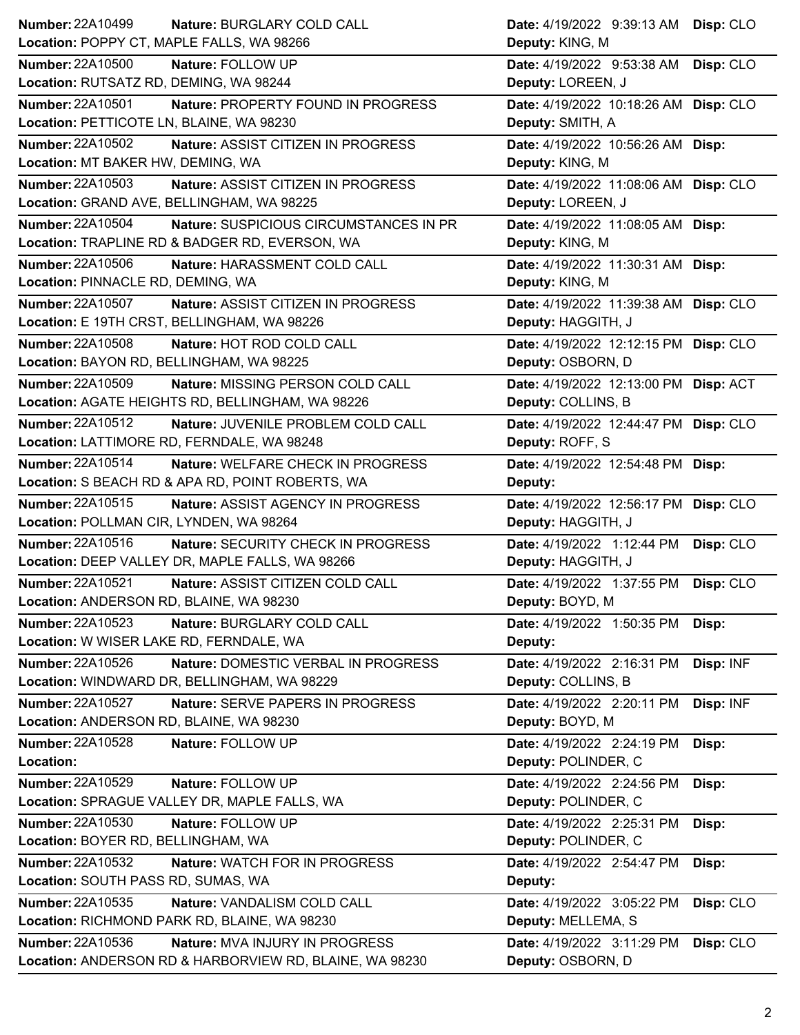| Number | Nature | Location | Date | Deputy | Disp |
| --- | --- | --- | --- | --- | --- |
| 22A10499 | BURGLARY COLD CALL | POPPY CT, MAPLE FALLS, WA 98266 | 4/19/2022 9:39:13 AM | KING, M | CLO |
| 22A10500 | FOLLOW UP | RUTSATZ RD, DEMING, WA 98244 | 4/19/2022 9:53:38 AM | LOREEN, J | CLO |
| 22A10501 | PROPERTY FOUND IN PROGRESS | PETTICOTE LN, BLAINE, WA 98230 | 4/19/2022 10:18:26 AM | SMITH, A | CLO |
| 22A10502 | ASSIST CITIZEN IN PROGRESS | MT BAKER HW, DEMING, WA | 4/19/2022 10:56:26 AM | KING, M | |
| 22A10503 | ASSIST CITIZEN IN PROGRESS | GRAND AVE, BELLINGHAM, WA 98225 | 4/19/2022 11:08:06 AM | LOREEN, J | CLO |
| 22A10504 | SUSPICIOUS CIRCUMSTANCES IN PR | TRAPLINE RD & BADGER RD, EVERSON, WA | 4/19/2022 11:08:05 AM | KING, M | |
| 22A10506 | HARASSMENT COLD CALL | PINNACLE RD, DEMING, WA | 4/19/2022 11:30:31 AM | KING, M | |
| 22A10507 | ASSIST CITIZEN IN PROGRESS | E 19TH CRST, BELLINGHAM, WA 98226 | 4/19/2022 11:39:38 AM | HAGGITH, J | CLO |
| 22A10508 | HOT ROD COLD CALL | BAYON RD, BELLINGHAM, WA 98225 | 4/19/2022 12:12:15 PM | OSBORN, D | CLO |
| 22A10509 | MISSING PERSON COLD CALL | AGATE HEIGHTS RD, BELLINGHAM, WA 98226 | 4/19/2022 12:13:00 PM | COLLINS, B | ACT |
| 22A10512 | JUVENILE PROBLEM COLD CALL | LATTIMORE RD, FERNDALE, WA 98248 | 4/19/2022 12:44:47 PM | ROFF, S | CLO |
| 22A10514 | WELFARE CHECK IN PROGRESS | S BEACH RD & APA RD, POINT ROBERTS, WA | 4/19/2022 12:54:48 PM | | |
| 22A10515 | ASSIST AGENCY IN PROGRESS | POLLMAN CIR, LYNDEN, WA 98264 | 4/19/2022 12:56:17 PM | HAGGITH, J | CLO |
| 22A10516 | SECURITY CHECK IN PROGRESS | DEEP VALLEY DR, MAPLE FALLS, WA 98266 | 4/19/2022 1:12:44 PM | HAGGITH, J | CLO |
| 22A10521 | ASSIST CITIZEN COLD CALL | ANDERSON RD, BLAINE, WA 98230 | 4/19/2022 1:37:55 PM | BOYD, M | CLO |
| 22A10523 | BURGLARY COLD CALL | W WISER LAKE RD, FERNDALE, WA | 4/19/2022 1:50:35 PM | | |
| 22A10526 | DOMESTIC VERBAL IN PROGRESS | WINDWARD DR, BELLINGHAM, WA 98229 | 4/19/2022 2:16:31 PM | COLLINS, B | INF |
| 22A10527 | SERVE PAPERS IN PROGRESS | ANDERSON RD, BLAINE, WA 98230 | 4/19/2022 2:20:11 PM | BOYD, M | INF |
| 22A10528 | FOLLOW UP | | 4/19/2022 2:24:19 PM | POLINDER, C | |
| 22A10529 | FOLLOW UP | SPRAGUE VALLEY DR, MAPLE FALLS, WA | 4/19/2022 2:24:56 PM | POLINDER, C | |
| 22A10530 | FOLLOW UP | BOYER RD, BELLINGHAM, WA | 4/19/2022 2:25:31 PM | POLINDER, C | |
| 22A10532 | WATCH FOR IN PROGRESS | SOUTH PASS RD, SUMAS, WA | 4/19/2022 2:54:47 PM | | |
| 22A10535 | VANDALISM COLD CALL | RICHMOND PARK RD, BLAINE, WA 98230 | 4/19/2022 3:05:22 PM | MELLEMA, S | CLO |
| 22A10536 | MVA INJURY IN PROGRESS | ANDERSON RD & HARBORVIEW RD, BLAINE, WA 98230 | 4/19/2022 3:11:29 PM | OSBORN, D | CLO |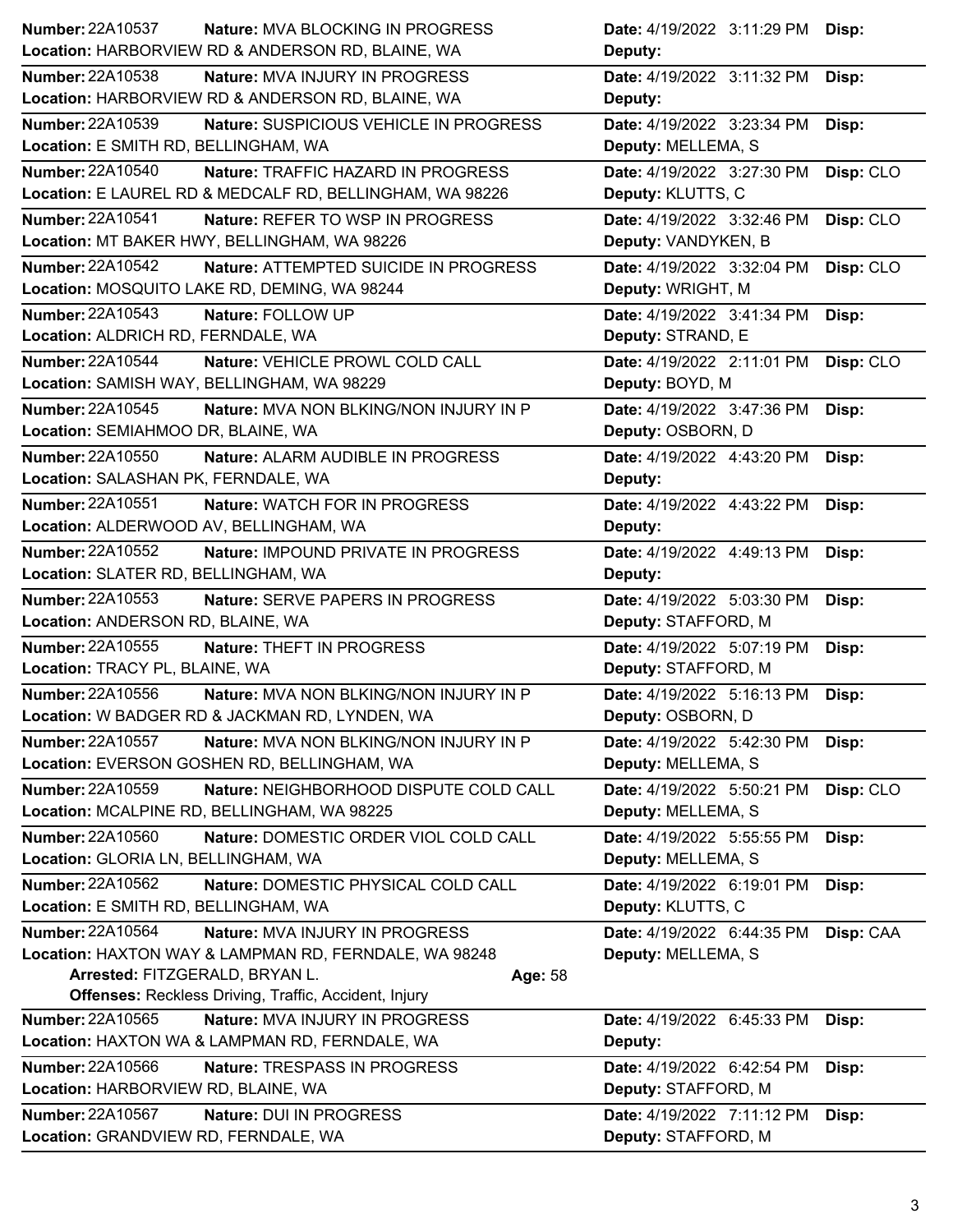**Number:** 22A10537 **Nature:** MVA BLOCKING IN PROGRESS **Date:** 4/19/2022 3:11:29 PM **Disp:**
**Location:** HARBORVIEW RD & ANDERSON RD, BLAINE, WA **Deputy:**

---

**Number:** 22A10538 **Nature:** MVA INJURY IN PROGRESS **Date:** 4/19/2022 3:11:32 PM **Disp:**
**Location:** HARBORVIEW RD & ANDERSON RD, BLAINE, WA **Deputy:**

---

**Number:** 22A10539 **Nature:** SUSPICIOUS VEHICLE IN PROGRESS **Date:** 4/19/2022 3:23:34 PM **Disp:**
**Location:** E SMITH RD, BELLINGHAM, WA **Deputy:** MELLEMA, S

---

**Number:** 22A10540 **Nature:** TRAFFIC HAZARD IN PROGRESS **Date:** 4/19/2022 3:27:30 PM **Disp:** CLO
**Location:** E LAUREL RD & MEDCALF RD, BELLINGHAM, WA 98226 **Deputy:** KLUTTS, C

---

**Number:** 22A10541 **Nature:** REFER TO WSP IN PROGRESS **Date:** 4/19/2022 3:32:46 PM **Disp:** CLO
**Location:** MT BAKER HWY, BELLINGHAM, WA 98226 **Deputy:** VANDYKEN, B

---

**Number:** 22A10542 **Nature:** ATTEMPTED SUICIDE IN PROGRESS **Date:** 4/19/2022 3:32:04 PM **Disp:** CLO
**Location:** MOSQUITO LAKE RD, DEMING, WA 98244 **Deputy:** WRIGHT, M

---

**Number:** 22A10543 **Nature:** FOLLOW UP **Date:** 4/19/2022 3:41:34 PM **Disp:**
**Location:** ALDRICH RD, FERNDALE, WA **Deputy:** STRAND, E

---

**Number:** 22A10544 **Nature:** VEHICLE PROWL COLD CALL **Date:** 4/19/2022 2:11:01 PM **Disp:** CLO
**Location:** SAMISH WAY, BELLINGHAM, WA 98229 **Deputy:** BOYD, M

---

**Number:** 22A10545 **Nature:** MVA NON BLKING/NON INJURY IN P **Date:** 4/19/2022 3:47:36 PM **Disp:**
**Location:** SEMIAHMOO DR, BLAINE, WA **Deputy:** OSBORN, D

---

**Number:** 22A10550 **Nature:** ALARM AUDIBLE IN PROGRESS **Date:** 4/19/2022 4:43:20 PM **Disp:**
**Location:** SALASHAN PK, FERNDALE, WA **Deputy:**

---

**Number:** 22A10551 **Nature:** WATCH FOR IN PROGRESS **Date:** 4/19/2022 4:43:22 PM **Disp:**
**Location:** ALDERWOOD AV, BELLINGHAM, WA **Deputy:**

---

**Number:** 22A10552 **Nature:** IMPOUND PRIVATE IN PROGRESS **Date:** 4/19/2022 4:49:13 PM **Disp:**
**Location:** SLATER RD, BELLINGHAM, WA **Deputy:**

---

**Number:** 22A10553 **Nature:** SERVE PAPERS IN PROGRESS **Date:** 4/19/2022 5:03:30 PM **Disp:**
**Location:** ANDERSON RD, BLAINE, WA **Deputy:** STAFFORD, M

---

**Number:** 22A10555 **Nature:** THEFT IN PROGRESS **Date:** 4/19/2022 5:07:19 PM **Disp:**
**Location:** TRACY PL, BLAINE, WA **Deputy:** STAFFORD, M

---

**Number:** 22A10556 **Nature:** MVA NON BLKING/NON INJURY IN P **Date:** 4/19/2022 5:16:13 PM **Disp:**
**Location:** W BADGER RD & JACKMAN RD, LYNDEN, WA **Deputy:** OSBORN, D

---

**Number:** 22A10557 **Nature:** MVA NON BLKING/NON INJURY IN P **Date:** 4/19/2022 5:42:30 PM **Disp:**
**Location:** EVERSON GOSHEN RD, BELLINGHAM, WA **Deputy:** MELLEMA, S

---

**Number:** 22A10559 **Nature:** NEIGHBORHOOD DISPUTE COLD CALL **Date:** 4/19/2022 5:50:21 PM **Disp:** CLO
**Location:** MCALPINE RD, BELLINGHAM, WA 98225 **Deputy:** MELLEMA, S

---

**Number:** 22A10560 **Nature:** DOMESTIC ORDER VIOL COLD CALL **Date:** 4/19/2022 5:55:55 PM **Disp:**
**Location:** GLORIA LN, BELLINGHAM, WA **Deputy:** MELLEMA, S

---

**Number:** 22A10562 **Nature:** DOMESTIC PHYSICAL COLD CALL **Date:** 4/19/2022 6:19:01 PM **Disp:**
**Location:** E SMITH RD, BELLINGHAM, WA **Deputy:** KLUTTS, C

---

**Number:** 22A10564 **Nature:** MVA INJURY IN PROGRESS **Date:** 4/19/2022 6:44:35 PM **Disp:** CAA
**Location:** HAXTON WAY & LAMPMAN RD, FERNDALE, WA 98248 **Deputy:** MELLEMA, S
**Arrested:** FITZGERALD, BRYAN L. **Age:** 58
**Offenses:** Reckless Driving, Traffic, Accident, Injury

---

**Number:** 22A10565 **Nature:** MVA INJURY IN PROGRESS **Date:** 4/19/2022 6:45:33 PM **Disp:**
**Location:** HAXTON WA & LAMPMAN RD, FERNDALE, WA **Deputy:**

---

**Number:** 22A10566 **Nature:** TRESPASS IN PROGRESS **Date:** 4/19/2022 6:42:54 PM **Disp:**
**Location:** HARBORVIEW RD, BLAINE, WA **Deputy:** STAFFORD, M

---

**Number:** 22A10567 **Nature:** DUI IN PROGRESS **Date:** 4/19/2022 7:11:12 PM **Disp:**
**Location:** GRANDVIEW RD, FERNDALE, WA **Deputy:** STAFFORD, M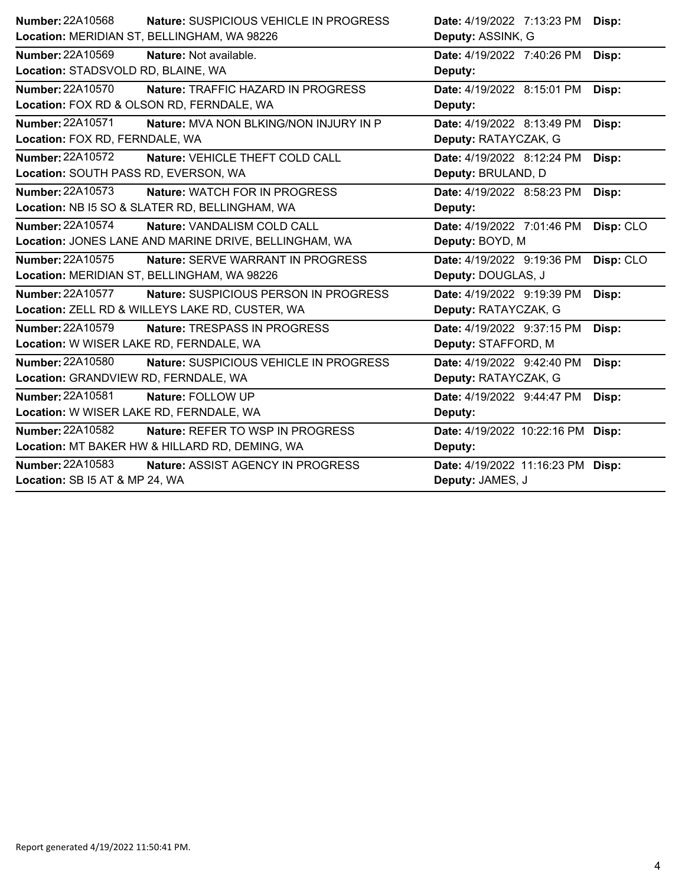**Number:** 22A10568 **Nature:** SUSPICIOUS VEHICLE IN PROGRESS **Date:** 4/19/2022 7:13:23 PM **Disp:**
**Location:** MERIDIAN ST, BELLINGHAM, WA 98226 **Deputy:** ASSINK, G

**Number:** 22A10569 **Nature:** Not available. **Date:** 4/19/2022 7:40:26 PM **Disp:**
**Location:** STADSVOLD RD, BLAINE, WA **Deputy:**

**Number:** 22A10570 **Nature:** TRAFFIC HAZARD IN PROGRESS **Date:** 4/19/2022 8:15:01 PM **Disp:**
**Location:** FOX RD & OLSON RD, FERNDALE, WA **Deputy:**

**Number:** 22A10571 **Nature:** MVA NON BLKING/NON INJURY IN P **Date:** 4/19/2022 8:13:49 PM **Disp:**
**Location:** FOX RD, FERNDALE, WA **Deputy:** RATAYCZAK, G

**Number:** 22A10572 **Nature:** VEHICLE THEFT COLD CALL **Date:** 4/19/2022 8:12:24 PM **Disp:**
**Location:** SOUTH PASS RD, EVERSON, WA **Deputy:** BRULAND, D

**Number:** 22A10573 **Nature:** WATCH FOR IN PROGRESS **Date:** 4/19/2022 8:58:23 PM **Disp:**
**Location:** NB I5 SO & SLATER RD, BELLINGHAM, WA **Deputy:**

**Number:** 22A10574 **Nature:** VANDALISM COLD CALL **Date:** 4/19/2022 7:01:46 PM **Disp:** CLO
**Location:** JONES LANE AND MARINE DRIVE, BELLINGHAM, WA **Deputy:** BOYD, M

**Number:** 22A10575 **Nature:** SERVE WARRANT IN PROGRESS **Date:** 4/19/2022 9:19:36 PM **Disp:** CLO
**Location:** MERIDIAN ST, BELLINGHAM, WA 98226 **Deputy:** DOUGLAS, J

**Number:** 22A10577 **Nature:** SUSPICIOUS PERSON IN PROGRESS **Date:** 4/19/2022 9:19:39 PM **Disp:**
**Location:** ZELL RD & WILLEYS LAKE RD, CUSTER, WA **Deputy:** RATAYCZAK, G

**Number:** 22A10579 **Nature:** TRESPASS IN PROGRESS **Date:** 4/19/2022 9:37:15 PM **Disp:**
**Location:** W WISER LAKE RD, FERNDALE, WA **Deputy:** STAFFORD, M

**Number:** 22A10580 **Nature:** SUSPICIOUS VEHICLE IN PROGRESS **Date:** 4/19/2022 9:42:40 PM **Disp:**
**Location:** GRANDVIEW RD, FERNDALE, WA **Deputy:** RATAYCZAK, G

**Number:** 22A10581 **Nature:** FOLLOW UP **Date:** 4/19/2022 9:44:47 PM **Disp:**
**Location:** W WISER LAKE RD, FERNDALE, WA **Deputy:**

**Number:** 22A10582 **Nature:** REFER TO WSP IN PROGRESS **Date:** 4/19/2022 10:22:16 PM **Disp:**
**Location:** MT BAKER HW & HILLARD RD, DEMING, WA **Deputy:**

**Number:** 22A10583 **Nature:** ASSIST AGENCY IN PROGRESS **Date:** 4/19/2022 11:16:23 PM **Disp:**
**Location:** SB I5 AT & MP 24, WA **Deputy:** JAMES, J

Report generated 4/19/2022 11:50:41 PM.